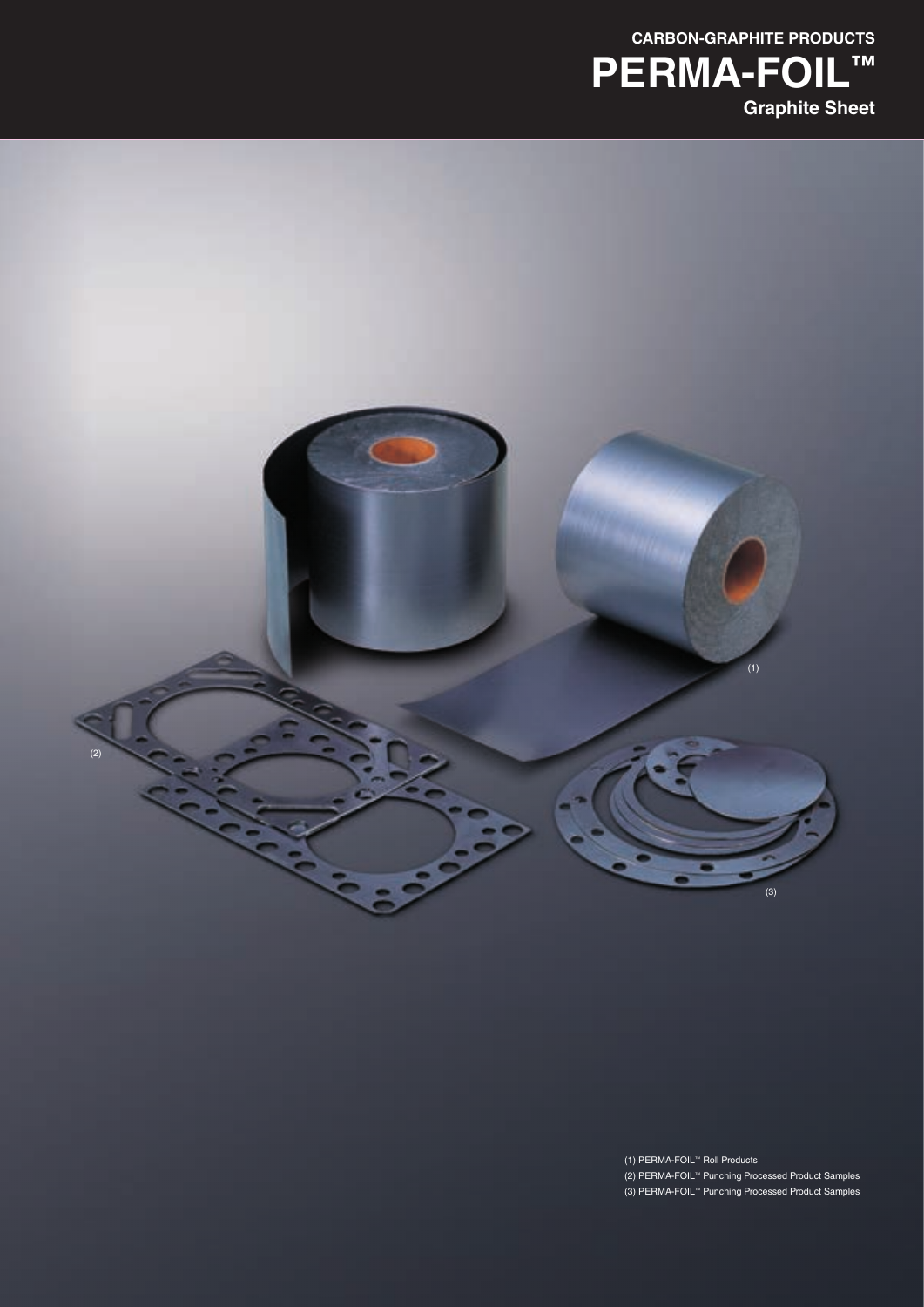CARBON-GRAPHITE PRODUCTS

# PERMA-FOIL™

## Graphite Sheet

(1) PERMA-FOIL™ Roll Products

(2) PERMA-FOIL™ Punching Processed Product Samples

(3) PERMA-FOIL™ Punching Processed Product Samples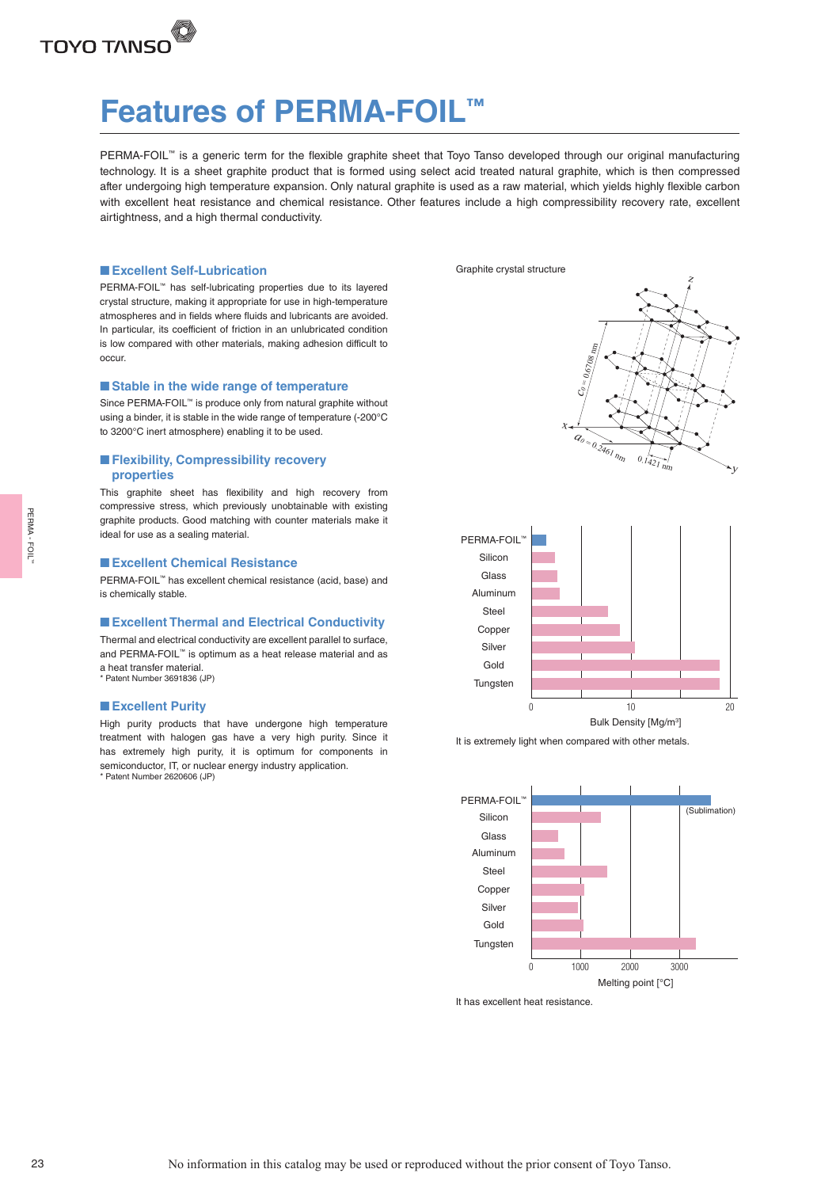# Features of PERMA-FOIL™

PERMA-FOIL™ is a generic term for the flexible graphite sheet that Toyo Tanso developed through our original manufacturing technology. It is a sheet graphite product that is formed using select acid treated natural graphite, which is then compressed after undergoing high temperature expansion. Only natural graphite is used as a raw material, which yields highly flexible carbon with excellent heat resistance and chemical resistance. Other features include a high compressibility recovery rate, excellent airtightness, and a high thermal conductivity.

## ■ Excellent Self-Lubrication

PERMA-FOIL™ has self-lubricating properties due to its layered crystal structure, making it appropriate for use in high-temperature atmospheres and in fields where fluids and lubricants are avoided. In particular, its coefficient of friction in an unlubricated condition is low compared with other materials, making adhesion difficult to occur.

## ■ Stable in the wide range of temperature

Since PERMA-FOIL™ is produce only from natural graphite without using a binder, it is stable in the wide range of temperature (-200°C to 3200°C inert atmosphere) enabling it to be used.

## ■ Flexibility, Compressibility recovery properties

This graphite sheet has flexibility and high recovery from compressive stress, which previously unobtainable with existing graphite products. Good matching with counter materials make it ideal for use as a sealing material.

## ■ Excellent Chemical Resistance

PERMA-FOIL™ has excellent chemical resistance (acid, base) and is chemically stable.

## ■ Excellent Thermal and Electrical Conductivity

Thermal and electrical conductivity are excellent parallel to surface, and PERMA-FOIL™ is optimum as a heat release material and as a heat transfer material.

\* Patent Number 3691836 (JP)

## ■ Excellent Purity

High purity products that have undergone high temperature treatment with halogen gas have a very high purity. Since it has extremely high purity, it is optimum for components in semiconductor, IT, or nuclear energy industry application.

\* Patent Number 2620606 (JP)

Graphite crystal structure

$c_0 = 0.6708$ nm, $a_0 = 0.2461$ nm, 0.1421 nm

Bulk Density [Mg/m³]: PERMA-FOIL™, Silicon, Glass, Aluminum, Steel, Copper, Silver, Gold, Tungsten (axis 0, 10, 20)

It is extremely light when compared with other metals.

Melting point [°C]: PERMA-FOIL™ (Sublimation), Silicon, Glass, Aluminum, Steel, Copper, Silver, Gold, Tungsten (axis 0, 1000, 2000, 3000)

It has excellent heat resistance.

No information in this catalog may be used or reproduced without the prior consent of Toyo Tanso.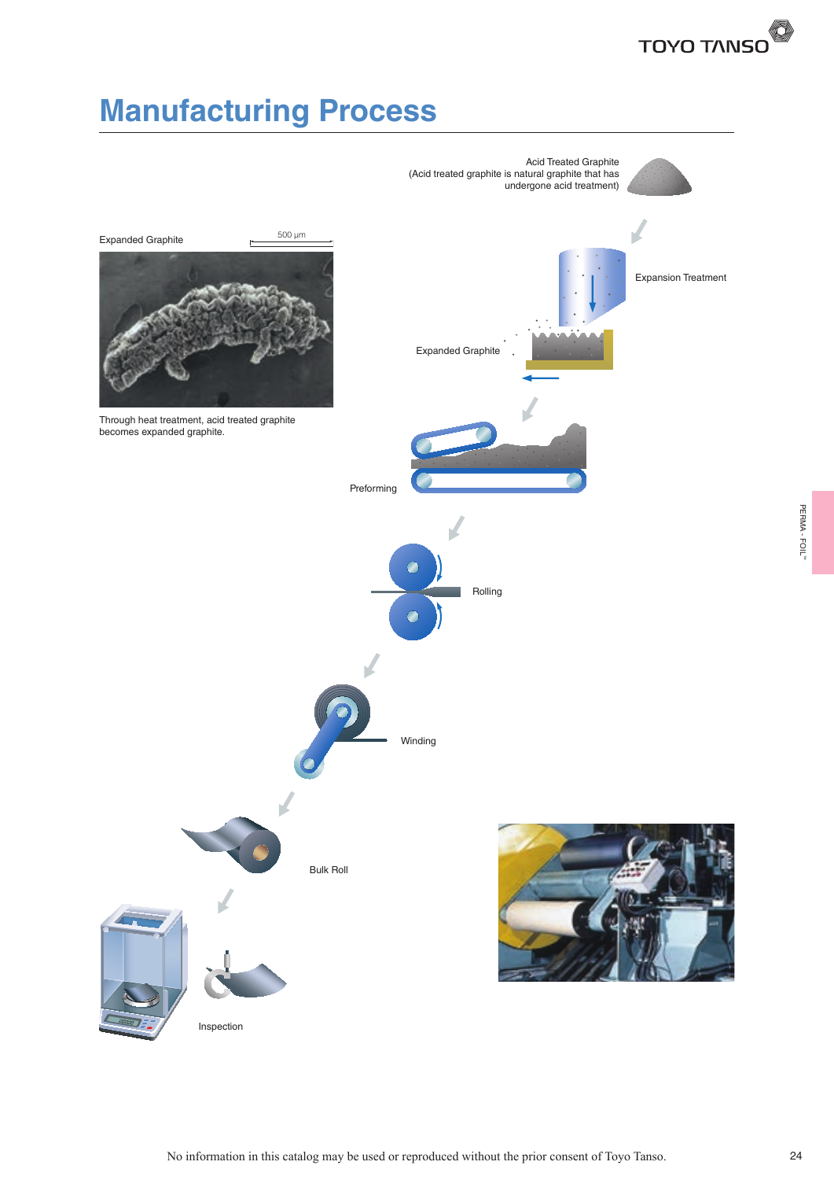# Manufacturing Process

Acid Treated Graphite
(Acid treated graphite is natural graphite that has undergone acid treatment)

Expanded Graphite

500 μm

Through heat treatment, acid treated graphite becomes expanded graphite.

Expansion Treatment

Expanded Graphite

Preforming

Rolling

Winding

Bulk Roll

Inspection

No information in this catalog may be used or reproduced without the prior consent of Toyo Tanso.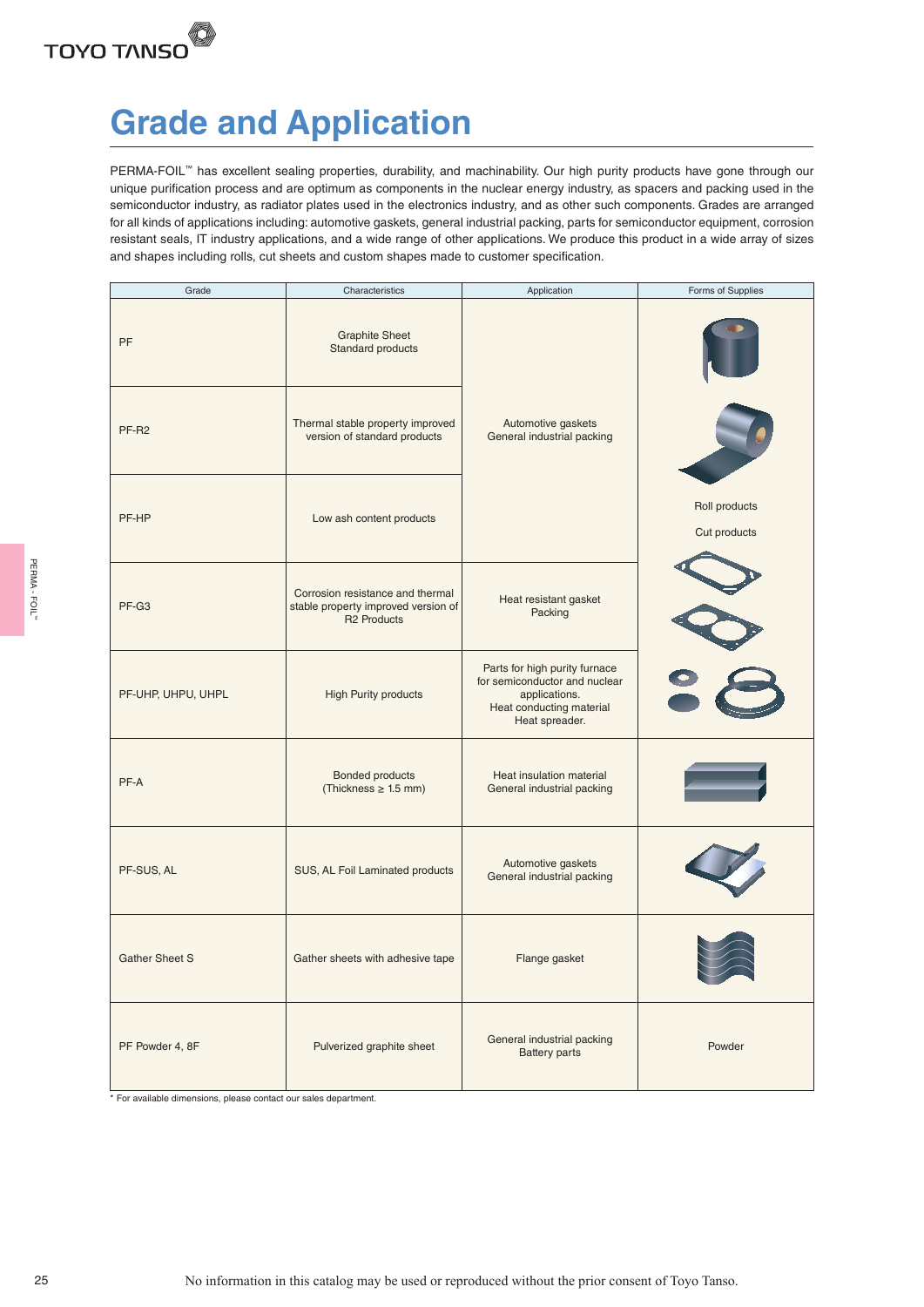# Grade and Application

PERMA-FOIL™ has excellent sealing properties, durability, and machinability. Our high purity products have gone through our unique purification process and are optimum as components in the nuclear energy industry, as spacers and packing used in the semiconductor industry, as radiator plates used in the electronics industry, and as other such components. Grades are arranged for all kinds of applications including: automotive gaskets, general industrial packing, parts for semiconductor equipment, corrosion resistant seals, IT industry applications, and a wide range of other applications. We produce this product in a wide array of sizes and shapes including rolls, cut sheets and custom shapes made to customer specification.

| Grade | Characteristics | Application | Forms of Supplies |
|---|---|---|---|
| PF | Graphite Sheet<br>Standard products | Automotive gaskets<br>General industrial packing | Roll products<br>Cut products |
| PF-R2 | Thermal stable property improved version of standard products | Automotive gaskets<br>General industrial packing | Roll products<br>Cut products |
| PF-HP | Low ash content products | Automotive gaskets<br>General industrial packing | Roll products<br>Cut products |
| PF-G3 | Corrosion resistance and thermal stable property improved version of R2 Products | Heat resistant gasket<br>Packing | Roll products<br>Cut products |
| PF-UHP, UHPU, UHPL | High Purity products | Parts for high purity furnace for semiconductor and nuclear applications.<br>Heat conducting material<br>Heat spreader. | Roll products<br>Cut products |
| PF-A | Bonded products<br>(Thickness ≥ 1.5 mm) | Heat insulation material<br>General industrial packing | |
| PF-SUS, AL | SUS, AL Foil Laminated products | Automotive gaskets<br>General industrial packing | |
| Gather Sheet S | Gather sheets with adhesive tape | Flange gasket | |
| PF Powder 4, 8F | Pulverized graphite sheet | General industrial packing<br>Battery parts | Powder |

\* For available dimensions, please contact our sales department.

No information in this catalog may be used or reproduced without the prior consent of Toyo Tanso.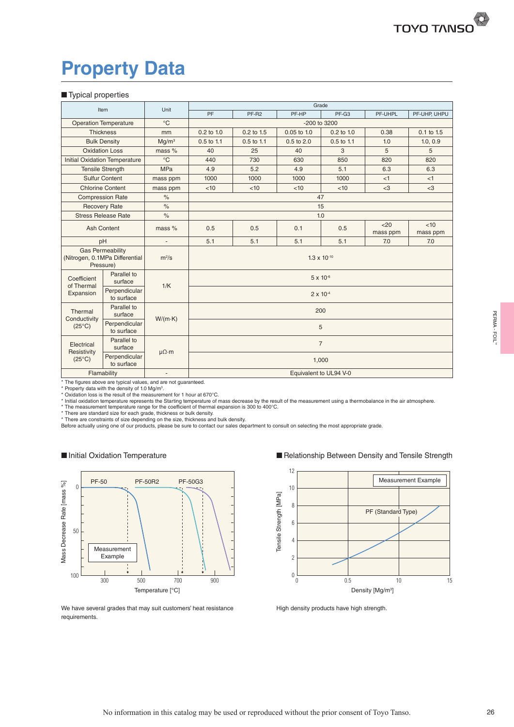# Property Data

## ■ Typical properties

| Item | | Unit | Grade | | | | | |
|---|---|---|---|---|---|---|---|---|
| | | | PF | PF-R2 | PF-HP | PF-G3 | PF-UHPL | PF-UHP, UHPU |
| Operation Temperature | | °C | -200 to 3200 | | | | | |
| Thickness | | mm | 0.2 to 1.0 | 0.2 to 1.5 | 0.05 to 1.0 | 0.2 to 1.0 | 0.38 | 0.1 to 1.5 |
| Bulk Density | | $Mg/m^3$ | 0.5 to 1.1 | 0.5 to 1.1 | 0.5 to 2.0 | 0.5 to 1.1 | 1.0 | 1.0, 0.9 |
| Oxidation Loss | | mass % | 40 | 25 | 40 | 3 | 5 | 5 |
| Initial Oxidation Temperature | | °C | 440 | 730 | 630 | 850 | 820 | 820 |
| Tensile Strength | | MPa | 4.9 | 5.2 | 4.9 | 5.1 | 6.3 | 6.3 |
| Sulfur Content | | mass ppm | 1000 | 1000 | 1000 | 1000 | <1 | <1 |
| Chlorine Content | | mass ppm | <10 | <10 | <10 | <10 | <3 | <3 |
| Compression Rate | | % | 47 | | | | | |
| Recovery Rate | | % | 15 | | | | | |
| Stress Release Rate | | % | 1.0 | | | | | |
| Ash Content | | mass % | 0.5 | 0.5 | 0.1 | 0.5 | <20 mass ppm | <10 mass ppm |
| pH | | - | 5.1 | 5.1 | 5.1 | 5.1 | 7.0 | 7.0 |
| Gas Permeability (Nitrogen, 0.1MPa Differential Pressure) | | $m^2/s$ | $1.3 \times 10^{-10}$ | | | | | |
| Coefficient of Thermal Expansion | Parallel to surface | 1/K | $5 \times 10^{-6}$ | | | | | |
| | Perpendicular to surface | | $2 \times 10^{-4}$ | | | | | |
| Thermal Conductivity (25°C) | Parallel to surface | W/(m·K) | 200 | | | | | |
| | Perpendicular to surface | | 5 | | | | | |
| Electrical Resistivity (25°C) | Parallel to surface | μΩ·m | 7 | | | | | |
| | Perpendicular to surface | | 1,000 | | | | | |
| Flamability | | - | Equivalent to UL94 V-0 | | | | | |

* The figures above are typical values, and are not guaranteed.
* Property data with the density of 1.0 $Mg/m^3$.
* Oxidation loss is the result of the measurement for 1 hour at 670°C.
* Initial oxidation temperature represents the Starting temperature of mass decrease by the result of the measurement using a thermobalance in the air atmosphere.
* The measurement temperature range for the coefficient of thermal expansion is 300 to 400°C.
* There are standard size for each grade, thickness or bulk density.
* There are constraints of size depending on the size, thickness and bulk density.

Before actually using one of our products, please be sure to contact our sales department to consult on selecting the most appropriate grade.

## ■ Initial Oxidation Temperature

We have several grades that may suit customers' heat resistance requirements.

## ■ Relationship Between Density and Tensile Strength

High density products have high strength.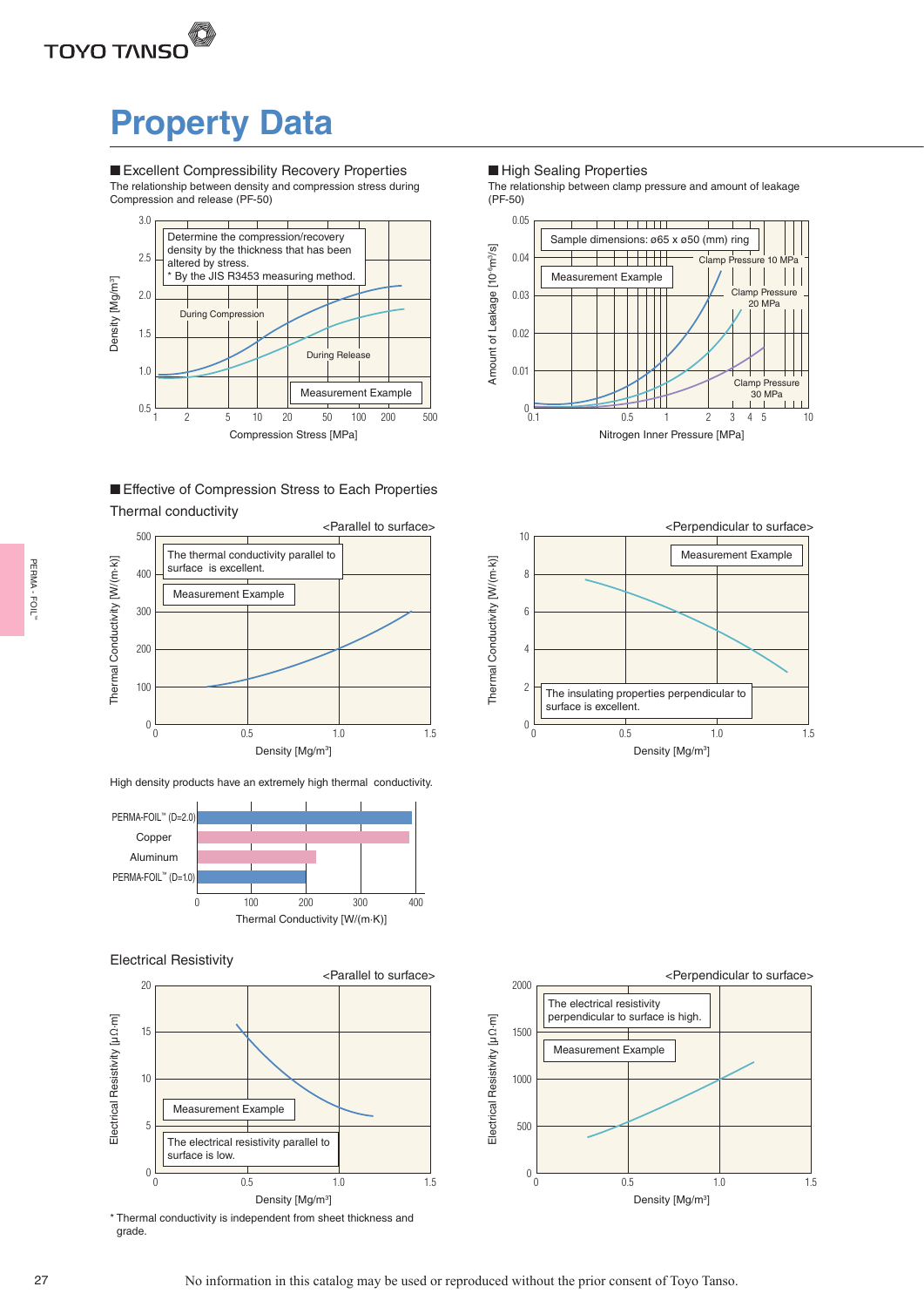# Property Data

## ■ Excellent Compressibility Recovery Properties

The relationship between density and compression stress during Compression and release (PF-50)

Determine the compression/recovery density by the thickness that has been altered by stress.
* By the JIS R3453 measuring method.

During Compression

During Release

Measurement Example

Density [Mg/m³]

Compression Stress [MPa]

## ■ High Sealing Properties

The relationship between clamp pressure and amount of leakage (PF-50)

Sample dimensions: ø65 x ø50 (mm) ring

Measurement Example

Clamp Pressure 10 MPa

Clamp Pressure 20 MPa

Clamp Pressure 30 MPa

Amount of Leakage [$10^{-5}m^3/s$]

Nitrogen Inner Pressure [MPa]

## ■ Effective of Compression Stress to Each Properties

### Thermal conductivity

<Parallel to surface>

The thermal conductivity parallel to surface is excellent.

Measurement Example

Thermal Conductivity [W/(m·k)]

Density [Mg/m³]

<Perpendicular to surface>

Measurement Example

The insulating properties perpendicular to surface is excellent.

Thermal Conductivity [W/(m·k)]

Density [Mg/m³]

High density products have an extremely high thermal conductivity.

PERMA-FOIL™ (D=2.0)

Copper

Aluminum

PERMA-FOIL™ (D=1.0)

Thermal Conductivity [W/(m·K)]

### Electrical Resistivity

<Parallel to surface>

Measurement Example

The electrical resistivity parallel to surface is low.

Electrical Resistivity [μΩ·m]

Density [Mg/m³]

<Perpendicular to surface>

The electrical resistivity perpendicular to surface is high.

Measurement Example

Electrical Resistivity [μΩ·m]

Density [Mg/m³]

* Thermal conductivity is independent from sheet thickness and grade.

No information in this catalog may be used or reproduced without the prior consent of Toyo Tanso.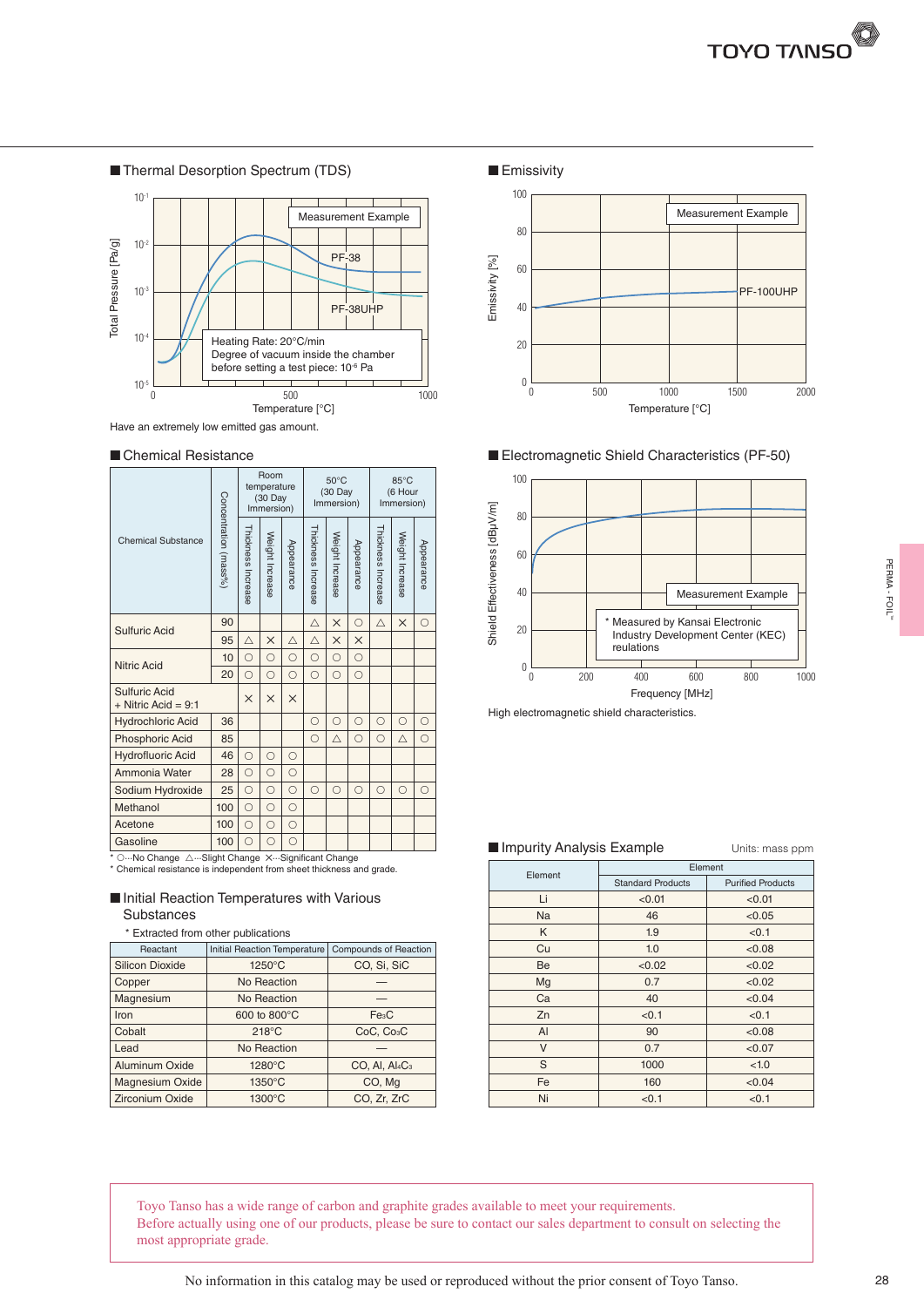## Thermal Desorption Spectrum (TDS)

Measurement Example

PF-38

PF-38UHP

Heating Rate: 20°C/min
Degree of vacuum inside the chamber before setting a test piece: $10^{-6}$ Pa

Total Pressure [Pa/g]

Temperature [°C]

Have an extremely low emitted gas amount.

## Emissivity

Measurement Example

PF-100UHP

Emissivity [%]

Temperature [°C]

## Chemical Resistance

| Chemical Substance | Concentration (mass%) | Room temperature (30 Day Immersion) | | | 50°C (30 Day Immersion) | | | 85°C (6 Hour Immersion) | | |
|---|---|---|---|---|---|---|---|---|---|---|
| | | Thickness Increase | Weight Increase | Appearance | Thickness Increase | Weight Increase | Appearance | Thickness Increase | Weight Increase | Appearance |
| Sulfuric Acid | 90 | | | | △ | × | ○ | △ | × | ○ |
| | 95 | △ | × | △ | △ | × | × | | | |
| Nitric Acid | 10 | ○ | ○ | ○ | ○ | ○ | ○ | | | |
| | 20 | ○ | ○ | ○ | ○ | ○ | ○ | | | |
| Sulfuric Acid + Nitric Acid = 9:1 | | × | × | × | | | | | | |
| Hydrochloric Acid | 36 | | | | ○ | ○ | ○ | ○ | ○ | ○ |
| Phosphoric Acid | 85 | | | | ○ | △ | ○ | ○ | △ | ○ |
| Hydrofluoric Acid | 46 | ○ | ○ | ○ | | | | | | |
| Ammonia Water | 28 | ○ | ○ | ○ | | | | | | |
| Sodium Hydroxide | 25 | ○ | ○ | ○ | ○ | ○ | ○ | ○ | ○ | ○ |
| Methanol | 100 | ○ | ○ | ○ | | | | | | |
| Acetone | 100 | ○ | ○ | ○ | | | | | | |
| Gasoline | 100 | ○ | ○ | ○ | | | | | | |

* ○···No Change △···Slight Change ×···Significant Change
* Chemical resistance is independent from sheet thickness and grade.

## Electromagnetic Shield Characteristics (PF-50)

Measurement Example

* Measured by Kansai Electronic Industry Development Center (KEC) regulations

Shield Effectiveness [dBμV/m]

Frequency [MHz]

High electromagnetic shield characteristics.

## Initial Reaction Temperatures with Various Substances

* Extracted from other publications

| Reactant | Initial Reaction Temperature | Compounds of Reaction |
|---|---|---|
| Silicon Dioxide | 1250°C | CO, Si, SiC |
| Copper | No Reaction | — |
| Magnesium | No Reaction | — |
| Iron | 600 to 800°C | $Fe_3C$ |
| Cobalt | 218°C | CoC, $Co_3C$ |
| Lead | No Reaction | — |
| Aluminum Oxide | 1280°C | CO, Al, $Al_4C_3$ |
| Magnesium Oxide | 1350°C | CO, Mg |
| Zirconium Oxide | 1300°C | CO, Zr, ZrC |

## Impurity Analysis Example

Units: mass ppm

| Element | Element | |
|---|---|---|
| | Standard Products | Purified Products |
| Li | <0.01 | <0.01 |
| Na | 46 | <0.05 |
| K | 1.9 | <0.1 |
| Cu | 1.0 | <0.08 |
| Be | <0.02 | <0.02 |
| Mg | 0.7 | <0.02 |
| Ca | 40 | <0.04 |
| Zn | <0.1 | <0.1 |
| Al | 90 | <0.08 |
| V | 0.7 | <0.07 |
| S | 1000 | <1.0 |
| Fe | 160 | <0.04 |
| Ni | <0.1 | <0.1 |

Toyo Tanso has a wide range of carbon and graphite grades available to meet your requirements.
Before actually using one of our products, please be sure to contact our sales department to consult on selecting the most appropriate grade.

No information in this catalog may be used or reproduced without the prior consent of Toyo Tanso.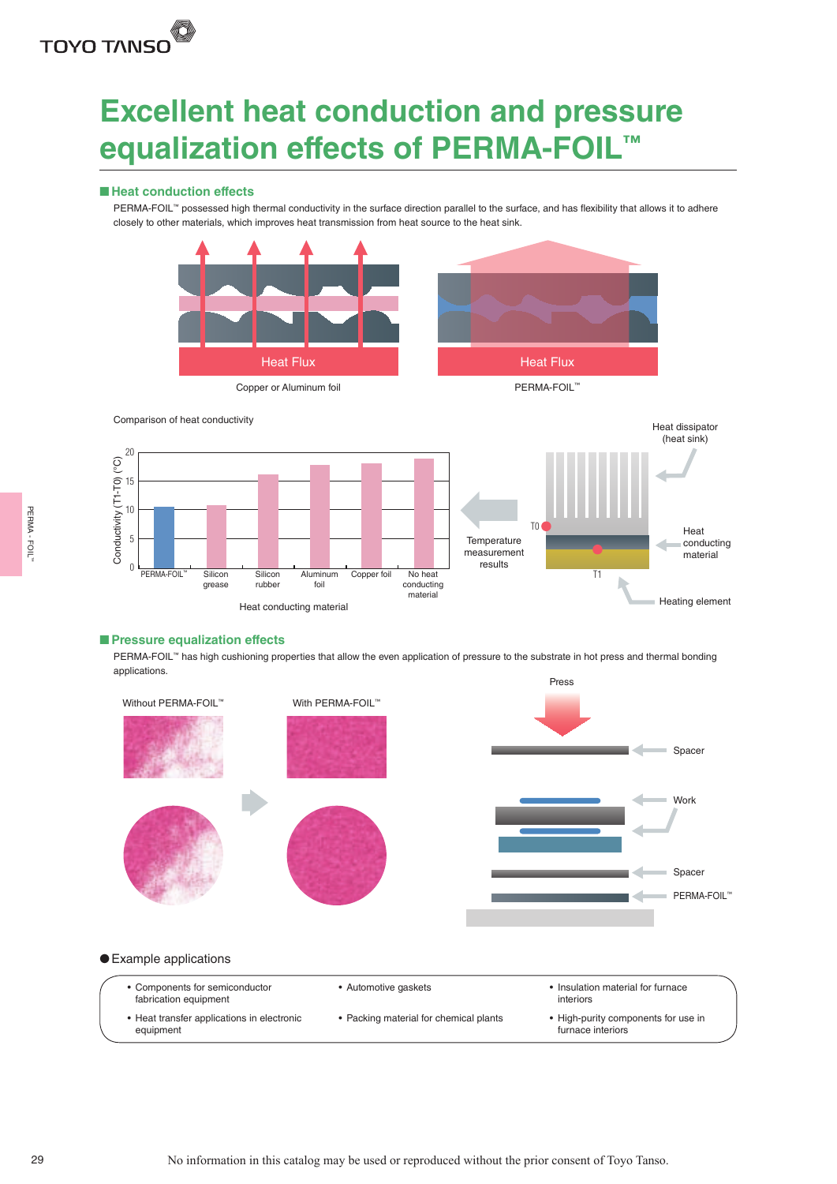# Excellent heat conduction and pressure equalization effects of PERMA-FOIL™

## Heat conduction effects

PERMA-FOIL™ possessed high thermal conductivity in the surface direction parallel to the surface, and has flexibility that allows it to adhere closely to other materials, which improves heat transmission from heat source to the heat sink.

Heat Flux

Copper or Aluminum foil

Heat Flux

PERMA-FOIL™

Comparison of heat conductivity

Conductivity (T1-T0) (°C)

20
15
10
5
0

PERMA-FOIL™
Silicon grease
Silicon rubber
Aluminum foil
Copper foil
No heat conducting material

Heat conducting material

Temperature measurement results

Heat dissipator (heat sink)

T0

T1

Heat conducting material

Heating element

## Pressure equalization effects

PERMA-FOIL™ has high cushioning properties that allow the even application of pressure to the substrate in hot press and thermal bonding applications.

Without PERMA-FOIL™

With PERMA-FOIL™

Press

Spacer

Work

Spacer

PERMA-FOIL™

### ● Example applications

- Components for semiconductor fabrication equipment
- Heat transfer applications in electronic equipment
- Automotive gaskets
- Packing material for chemical plants
- Insulation material for furnace interiors
- High-purity components for use in furnace interiors

No information in this catalog may be used or reproduced without the prior consent of Toyo Tanso.